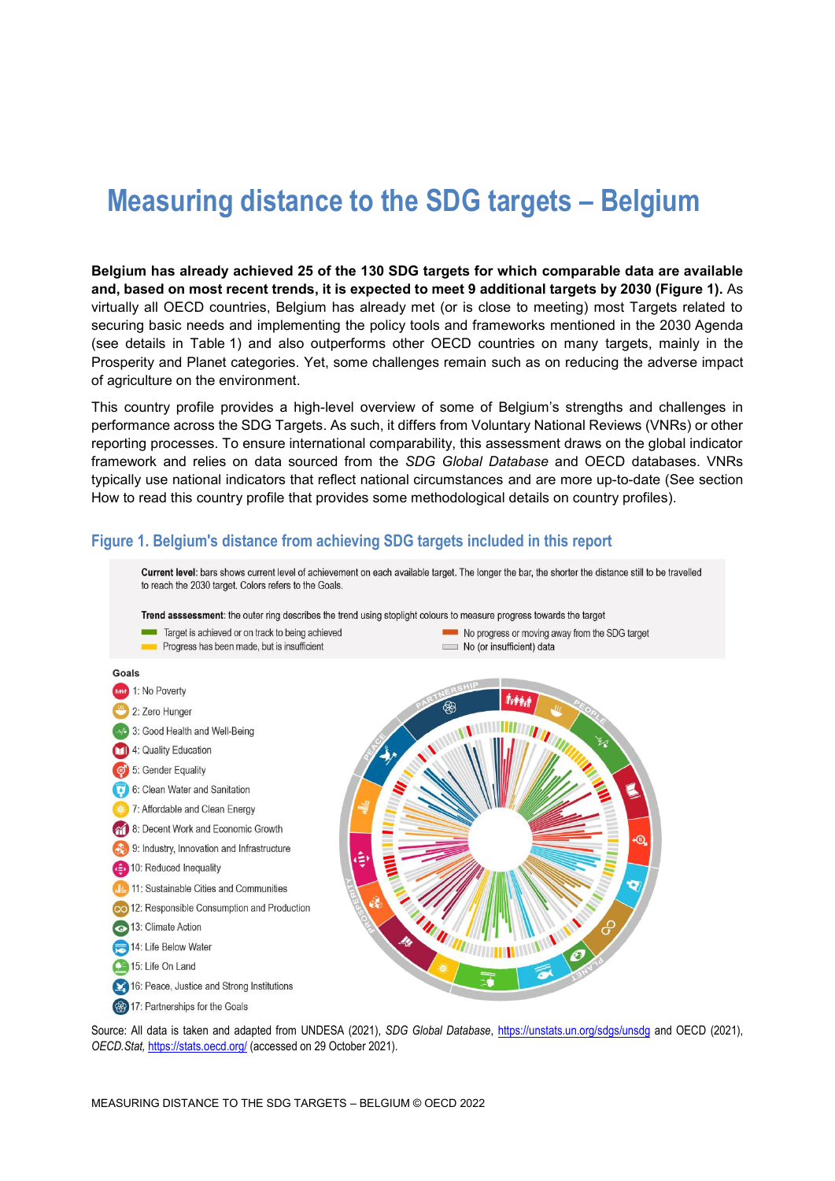# Measuring distance to the SDG targets – Belgium

**Belgium has already achieved 25 of the 130 SDG targets for which comparable data are available and, based on most recent trends, it is expected to meet 9 additional targets by 2030 (Figure 1).** As virtually all OECD countries, Belgium has already met (or is close to meeting) most Targets related to securing basic needs and implementing the policy tools and frameworks mentioned in the 2030 Agenda (see details in Table 1) and also outperforms other OECD countries on many targets, mainly in the Prosperity and Planet categories. Yet, some challenges remain such as on reducing the adverse impact of agriculture on the environment.

This country profile provides a high-level overview of some of Belgium's strengths and challenges in performance across the SDG Targets. As such, it differs from Voluntary National Reviews (VNRs) or other reporting processes. To ensure international comparability, this assessment draws on the global indicator framework and relies on data sourced from the *SDG Global Database* and OECD databases. VNRs typically use national indicators that reflect national circumstances and are more up-to-date (See section How to read this country profile that provides some methodological details on country profiles).

## Figure 1. Belgium's distance from achieving SDG targets included in this report

**Current level**: bars shows current level of achievement on each available target. The longer the bar, the shorter the distance still to be travelled to reach the 2030 target. Colors refers to the Goals.

**Trend assessment**: the outer ring describes the trend using stoplight colours to measure progress towards the target

- Target is achieved or on track to being achieved
- Progress has been made, but is insufficient
- No progress or moving away from the SDG target
- No (or insufficient) data

Goals

- 1: No Poverty
- 2: Zero Hunger
- 3: Good Health and Well-Being
- 4: Quality Education
- 5: Gender Equality
- 6: Clean Water and Sanitation
- 7: Affordable and Clean Energy
- 8: Decent Work and Economic Growth
- 9: Industry, Innovation and Infrastructure
- 10: Reduced Inequality
- 11: Sustainable Cities and Communities
- 12: Responsible Consumption and Production
- 13: Climate Action
- 14: Life Below Water
- 15: Life On Land
- 16: Peace, Justice and Strong Institutions
- 17: Partnerships for the Goals

Source: All data is taken and adapted from UNDESA (2021), *SDG Global Database*, https://unstats.un.org/sdgs/unsdg and OECD (2021), *OECD.Stat*, https://stats.oecd.org/ (accessed on 29 October 2021).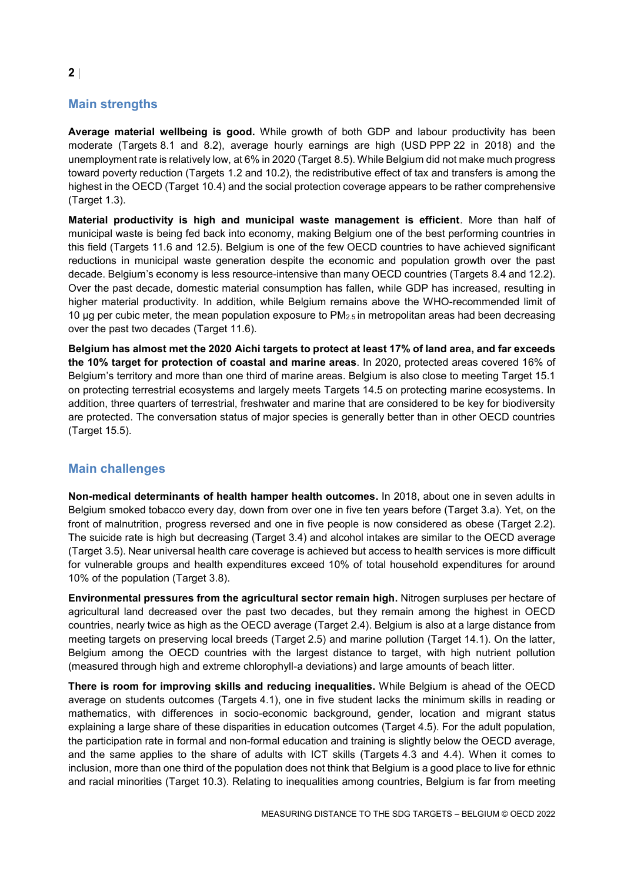## Main strengths

**Average material wellbeing is good.** While growth of both GDP and labour productivity has been moderate (Targets 8.1 and 8.2), average hourly earnings are high (USD PPP 22 in 2018) and the unemployment rate is relatively low, at 6% in 2020 (Target 8.5). While Belgium did not make much progress toward poverty reduction (Targets 1.2 and 10.2), the redistributive effect of tax and transfers is among the highest in the OECD (Target 10.4) and the social protection coverage appears to be rather comprehensive (Target 1.3).

**Material productivity is high and municipal waste management is efficient**. More than half of municipal waste is being fed back into economy, making Belgium one of the best performing countries in this field (Targets 11.6 and 12.5). Belgium is one of the few OECD countries to have achieved significant reductions in municipal waste generation despite the economic and population growth over the past decade. Belgium's economy is less resource-intensive than many OECD countries (Targets 8.4 and 12.2). Over the past decade, domestic material consumption has fallen, while GDP has increased, resulting in higher material productivity. In addition, while Belgium remains above the WHO-recommended limit of 10 µg per cubic meter, the mean population exposure to $PM_{2.5}$ in metropolitan areas had been decreasing over the past two decades (Target 11.6).

**Belgium has almost met the 2020 Aichi targets to protect at least 17% of land area, and far exceeds the 10% target for protection of coastal and marine areas**. In 2020, protected areas covered 16% of Belgium's territory and more than one third of marine areas. Belgium is also close to meeting Target 15.1 on protecting terrestrial ecosystems and largely meets Targets 14.5 on protecting marine ecosystems. In addition, three quarters of terrestrial, freshwater and marine that are considered to be key for biodiversity are protected. The conversation status of major species is generally better than in other OECD countries (Target 15.5).

## Main challenges

**Non-medical determinants of health hamper health outcomes.** In 2018, about one in seven adults in Belgium smoked tobacco every day, down from over one in five ten years before (Target 3.a). Yet, on the front of malnutrition, progress reversed and one in five people is now considered as obese (Target 2.2). The suicide rate is high but decreasing (Target 3.4) and alcohol intakes are similar to the OECD average (Target 3.5). Near universal health care coverage is achieved but access to health services is more difficult for vulnerable groups and health expenditures exceed 10% of total household expenditures for around 10% of the population (Target 3.8).

**Environmental pressures from the agricultural sector remain high.** Nitrogen surpluses per hectare of agricultural land decreased over the past two decades, but they remain among the highest in OECD countries, nearly twice as high as the OECD average (Target 2.4). Belgium is also at a large distance from meeting targets on preserving local breeds (Target 2.5) and marine pollution (Target 14.1). On the latter, Belgium among the OECD countries with the largest distance to target, with high nutrient pollution (measured through high and extreme chlorophyll-a deviations) and large amounts of beach litter.

**There is room for improving skills and reducing inequalities.** While Belgium is ahead of the OECD average on students outcomes (Targets 4.1), one in five student lacks the minimum skills in reading or mathematics, with differences in socio-economic background, gender, location and migrant status explaining a large share of these disparities in education outcomes (Target 4.5). For the adult population, the participation rate in formal and non-formal education and training is slightly below the OECD average, and the same applies to the share of adults with ICT skills (Targets 4.3 and 4.4). When it comes to inclusion, more than one third of the population does not think that Belgium is a good place to live for ethnic and racial minorities (Target 10.3). Relating to inequalities among countries, Belgium is far from meeting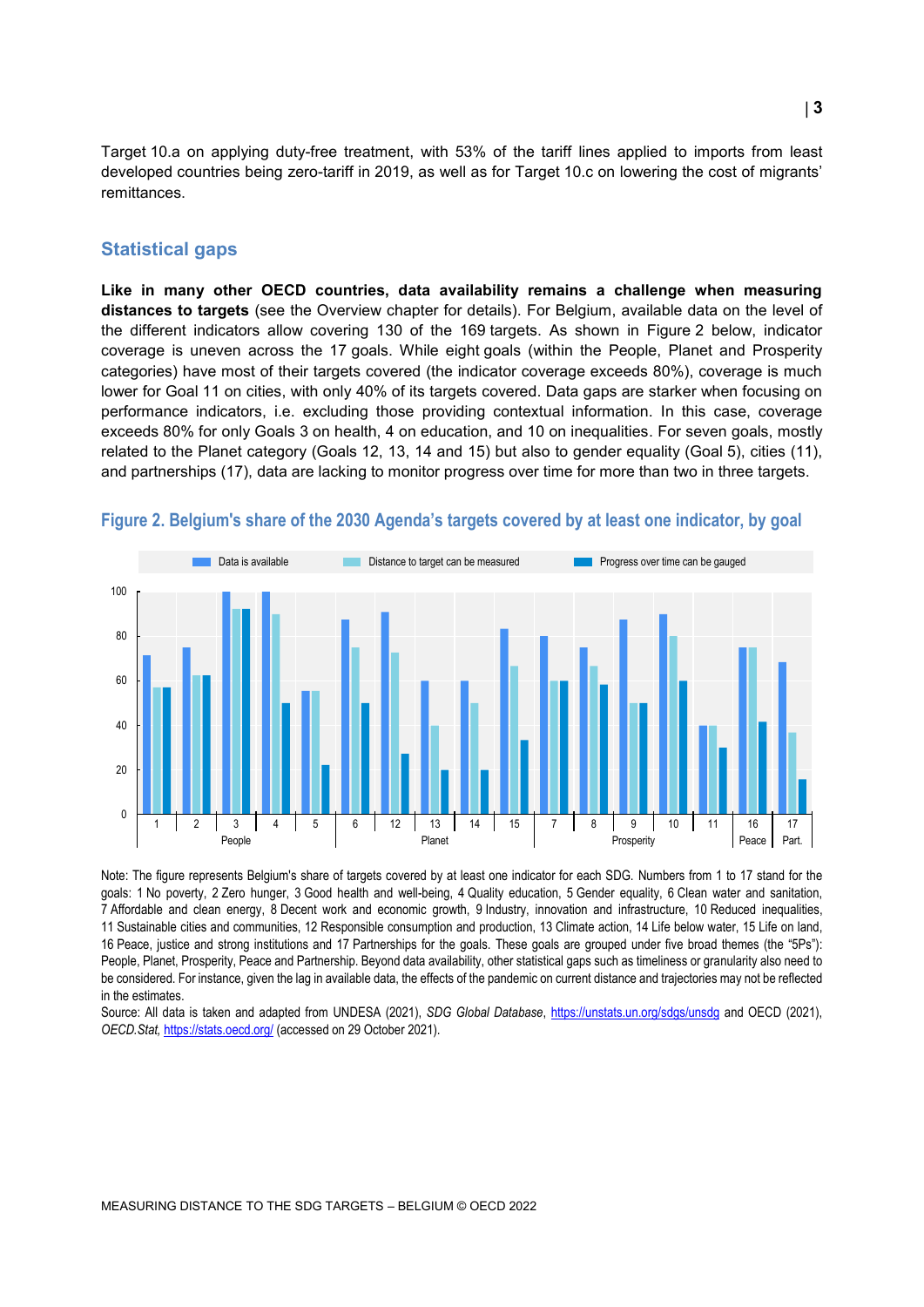Target 10.a on applying duty-free treatment, with 53% of the tariff lines applied to imports from least developed countries being zero-tariff in 2019, as well as for Target 10.c on lowering the cost of migrants' remittances.

## Statistical gaps

**Like in many other OECD countries, data availability remains a challenge when measuring distances to targets** (see the Overview chapter for details). For Belgium, available data on the level of the different indicators allow covering 130 of the 169 targets. As shown in Figure 2 below, indicator coverage is uneven across the 17 goals. While eight goals (within the People, Planet and Prosperity categories) have most of their targets covered (the indicator coverage exceeds 80%), coverage is much lower for Goal 11 on cities, with only 40% of its targets covered. Data gaps are starker when focusing on performance indicators, i.e. excluding those providing contextual information. In this case, coverage exceeds 80% for only Goals 3 on health, 4 on education, and 10 on inequalities. For seven goals, mostly related to the Planet category (Goals 12, 13, 14 and 15) but also to gender equality (Goal 5), cities (11), and partnerships (17), data are lacking to monitor progress over time for more than two in three targets.

### Figure 2. Belgium's share of the 2030 Agenda's targets covered by at least one indicator, by goal

Note: The figure represents Belgium's share of targets covered by at least one indicator for each SDG. Numbers from 1 to 17 stand for the goals: 1 No poverty, 2 Zero hunger, 3 Good health and well-being, 4 Quality education, 5 Gender equality, 6 Clean water and sanitation, 7 Affordable and clean energy, 8 Decent work and economic growth, 9 Industry, innovation and infrastructure, 10 Reduced inequalities, 11 Sustainable cities and communities, 12 Responsible consumption and production, 13 Climate action, 14 Life below water, 15 Life on land, 16 Peace, justice and strong institutions and 17 Partnerships for the goals. These goals are grouped under five broad themes (the "5Ps"): People, Planet, Prosperity, Peace and Partnership. Beyond data availability, other statistical gaps such as timeliness or granularity also need to be considered. For instance, given the lag in available data, the effects of the pandemic on current distance and trajectories may not be reflected in the estimates.

Source: All data is taken and adapted from UNDESA (2021), *SDG Global Database*, https://unstats.un.org/sdgs/unsdg and OECD (2021), *OECD.Stat,* https://stats.oecd.org/ (accessed on 29 October 2021).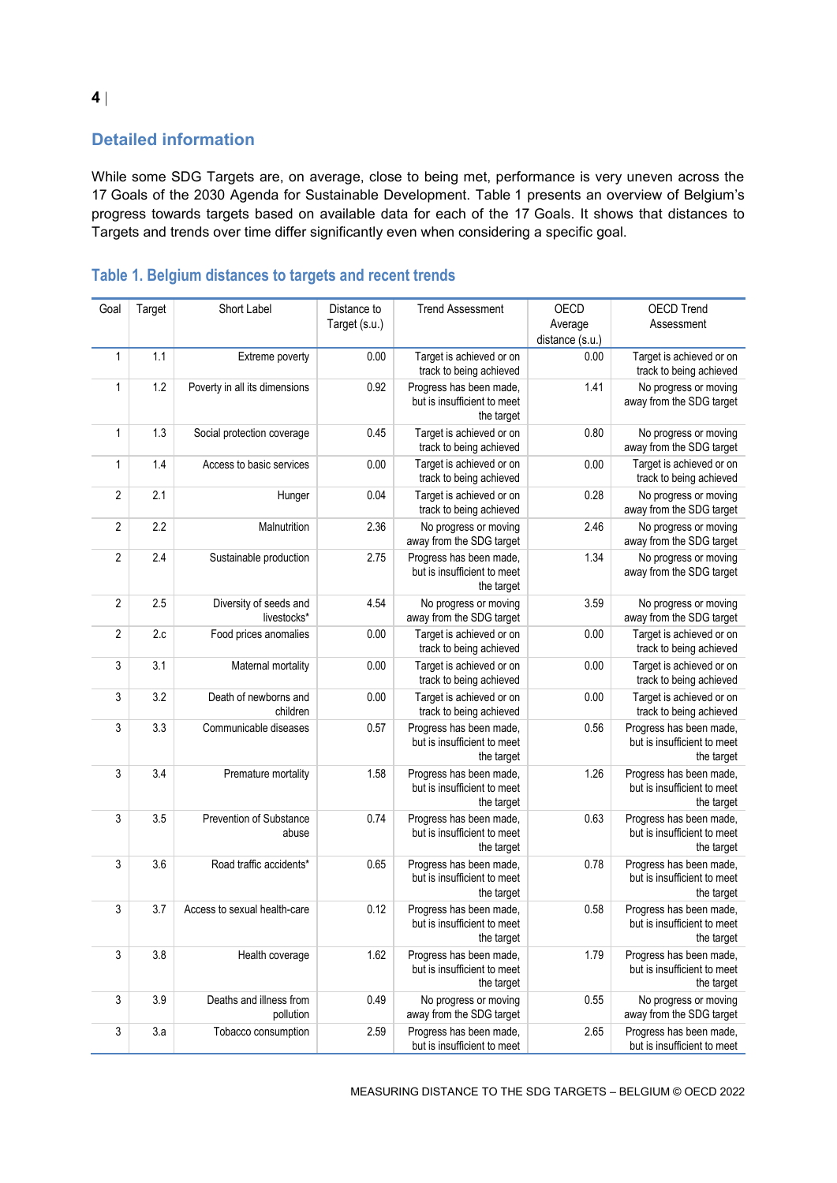## Detailed information

While some SDG Targets are, on average, close to being met, performance is very uneven across the 17 Goals of the 2030 Agenda for Sustainable Development. Table 1 presents an overview of Belgium's progress towards targets based on available data for each of the 17 Goals. It shows that distances to Targets and trends over time differ significantly even when considering a specific goal.

### Table 1. Belgium distances to targets and recent trends

| Goal | Target | Short Label | Distance to Target (s.u.) | Trend Assessment | OECD Average distance (s.u.) | OECD Trend Assessment |
|---|---|---|---|---|---|---|
| 1 | 1.1 | Extreme poverty | 0.00 | Target is achieved or on track to being achieved | 0.00 | Target is achieved or on track to being achieved |
| 1 | 1.2 | Poverty in all its dimensions | 0.92 | Progress has been made, but is insufficient to meet the target | 1.41 | No progress or moving away from the SDG target |
| 1 | 1.3 | Social protection coverage | 0.45 | Target is achieved or on track to being achieved | 0.80 | No progress or moving away from the SDG target |
| 1 | 1.4 | Access to basic services | 0.00 | Target is achieved or on track to being achieved | 0.00 | Target is achieved or on track to being achieved |
| 2 | 2.1 | Hunger | 0.04 | Target is achieved or on track to being achieved | 0.28 | No progress or moving away from the SDG target |
| 2 | 2.2 | Malnutrition | 2.36 | No progress or moving away from the SDG target | 2.46 | No progress or moving away from the SDG target |
| 2 | 2.4 | Sustainable production | 2.75 | Progress has been made, but is insufficient to meet the target | 1.34 | No progress or moving away from the SDG target |
| 2 | 2.5 | Diversity of seeds and livestocks* | 4.54 | No progress or moving away from the SDG target | 3.59 | No progress or moving away from the SDG target |
| 2 | 2.c | Food prices anomalies | 0.00 | Target is achieved or on track to being achieved | 0.00 | Target is achieved or on track to being achieved |
| 3 | 3.1 | Maternal mortality | 0.00 | Target is achieved or on track to being achieved | 0.00 | Target is achieved or on track to being achieved |
| 3 | 3.2 | Death of newborns and children | 0.00 | Target is achieved or on track to being achieved | 0.00 | Target is achieved or on track to being achieved |
| 3 | 3.3 | Communicable diseases | 0.57 | Progress has been made, but is insufficient to meet the target | 0.56 | Progress has been made, but is insufficient to meet the target |
| 3 | 3.4 | Premature mortality | 1.58 | Progress has been made, but is insufficient to meet the target | 1.26 | Progress has been made, but is insufficient to meet the target |
| 3 | 3.5 | Prevention of Substance abuse | 0.74 | Progress has been made, but is insufficient to meet the target | 0.63 | Progress has been made, but is insufficient to meet the target |
| 3 | 3.6 | Road traffic accidents* | 0.65 | Progress has been made, but is insufficient to meet the target | 0.78 | Progress has been made, but is insufficient to meet the target |
| 3 | 3.7 | Access to sexual health-care | 0.12 | Progress has been made, but is insufficient to meet the target | 0.58 | Progress has been made, but is insufficient to meet the target |
| 3 | 3.8 | Health coverage | 1.62 | Progress has been made, but is insufficient to meet the target | 1.79 | Progress has been made, but is insufficient to meet the target |
| 3 | 3.9 | Deaths and illness from pollution | 0.49 | No progress or moving away from the SDG target | 0.55 | No progress or moving away from the SDG target |
| 3 | 3.a | Tobacco consumption | 2.59 | Progress has been made, but is insufficient to meet | 2.65 | Progress has been made, but is insufficient to meet |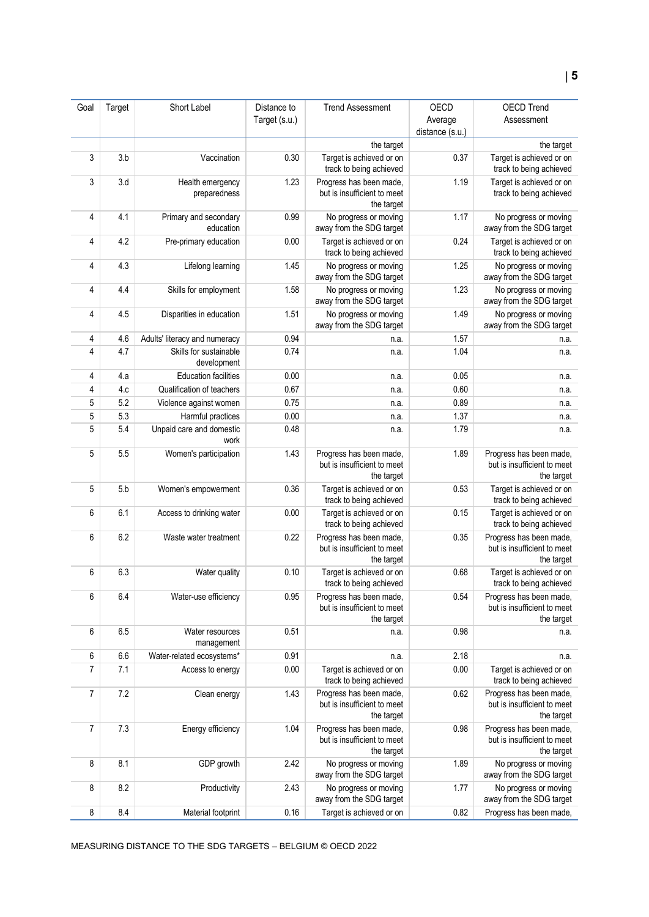| Goal | Target | Short Label | Distance to Target (s.u.) | Trend Assessment | OECD Average distance (s.u.) | OECD Trend Assessment |
|---|---|---|---|---|---|---|
| | | | | the target | | the target |
| 3 | 3.b | Vaccination | 0.30 | Target is achieved or on track to being achieved | 0.37 | Target is achieved or on track to being achieved |
| 3 | 3.d | Health emergency preparedness | 1.23 | Progress has been made, but is insufficient to meet the target | 1.19 | Target is achieved or on track to being achieved |
| 4 | 4.1 | Primary and secondary education | 0.99 | No progress or moving away from the SDG target | 1.17 | No progress or moving away from the SDG target |
| 4 | 4.2 | Pre-primary education | 0.00 | Target is achieved or on track to being achieved | 0.24 | Target is achieved or on track to being achieved |
| 4 | 4.3 | Lifelong learning | 1.45 | No progress or moving away from the SDG target | 1.25 | No progress or moving away from the SDG target |
| 4 | 4.4 | Skills for employment | 1.58 | No progress or moving away from the SDG target | 1.23 | No progress or moving away from the SDG target |
| 4 | 4.5 | Disparities in education | 1.51 | No progress or moving away from the SDG target | 1.49 | No progress or moving away from the SDG target |
| 4 | 4.6 | Adults' literacy and numeracy | 0.94 | n.a. | 1.57 | n.a. |
| 4 | 4.7 | Skills for sustainable development | 0.74 | n.a. | 1.04 | n.a. |
| 4 | 4.a | Education facilities | 0.00 | n.a. | 0.05 | n.a. |
| 4 | 4.c | Qualification of teachers | 0.67 | n.a. | 0.60 | n.a. |
| 5 | 5.2 | Violence against women | 0.75 | n.a. | 0.89 | n.a. |
| 5 | 5.3 | Harmful practices | 0.00 | n.a. | 1.37 | n.a. |
| 5 | 5.4 | Unpaid care and domestic work | 0.48 | n.a. | 1.79 | n.a. |
| 5 | 5.5 | Women's participation | 1.43 | Progress has been made, but is insufficient to meet the target | 1.89 | Progress has been made, but is insufficient to meet the target |
| 5 | 5.b | Women's empowerment | 0.36 | Target is achieved or on track to being achieved | 0.53 | Target is achieved or on track to being achieved |
| 6 | 6.1 | Access to drinking water | 0.00 | Target is achieved or on track to being achieved | 0.15 | Target is achieved or on track to being achieved |
| 6 | 6.2 | Waste water treatment | 0.22 | Progress has been made, but is insufficient to meet the target | 0.35 | Progress has been made, but is insufficient to meet the target |
| 6 | 6.3 | Water quality | 0.10 | Target is achieved or on track to being achieved | 0.68 | Target is achieved or on track to being achieved |
| 6 | 6.4 | Water-use efficiency | 0.95 | Progress has been made, but is insufficient to meet the target | 0.54 | Progress has been made, but is insufficient to meet the target |
| 6 | 6.5 | Water resources management | 0.51 | n.a. | 0.98 | n.a. |
| 6 | 6.6 | Water-related ecosystems* | 0.91 | n.a. | 2.18 | n.a. |
| 7 | 7.1 | Access to energy | 0.00 | Target is achieved or on track to being achieved | 0.00 | Target is achieved or on track to being achieved |
| 7 | 7.2 | Clean energy | 1.43 | Progress has been made, but is insufficient to meet the target | 0.62 | Progress has been made, but is insufficient to meet the target |
| 7 | 7.3 | Energy efficiency | 1.04 | Progress has been made, but is insufficient to meet the target | 0.98 | Progress has been made, but is insufficient to meet the target |
| 8 | 8.1 | GDP growth | 2.42 | No progress or moving away from the SDG target | 1.89 | No progress or moving away from the SDG target |
| 8 | 8.2 | Productivity | 2.43 | No progress or moving away from the SDG target | 1.77 | No progress or moving away from the SDG target |
| 8 | 8.4 | Material footprint | 0.16 | Target is achieved or on | 0.82 | Progress has been made, |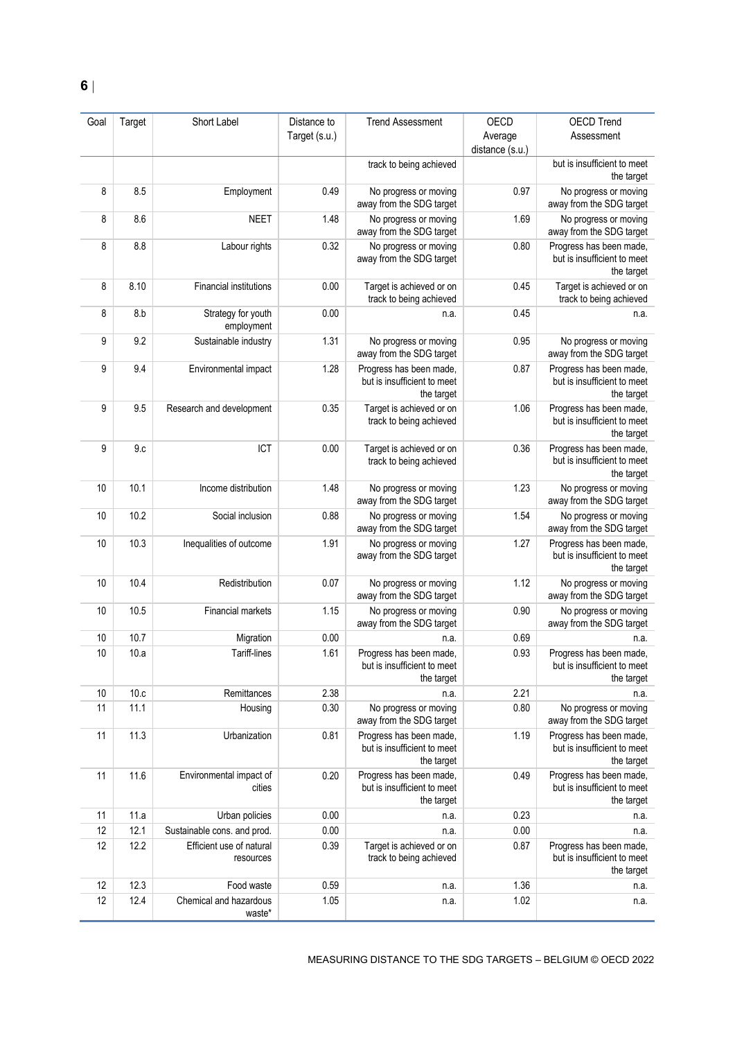| Goal | Target | Short Label | Distance to Target (s.u.) | Trend Assessment | OECD Average distance (s.u.) | OECD Trend Assessment |
|---|---|---|---|---|---|---|
| | | | | track to being achieved | | but is insufficient to meet the target |
| 8 | 8.5 | Employment | 0.49 | No progress or moving away from the SDG target | 0.97 | No progress or moving away from the SDG target |
| 8 | 8.6 | NEET | 1.48 | No progress or moving away from the SDG target | 1.69 | No progress or moving away from the SDG target |
| 8 | 8.8 | Labour rights | 0.32 | No progress or moving away from the SDG target | 0.80 | Progress has been made, but is insufficient to meet the target |
| 8 | 8.10 | Financial institutions | 0.00 | Target is achieved or on track to being achieved | 0.45 | Target is achieved or on track to being achieved |
| 8 | 8.b | Strategy for youth employment | 0.00 | n.a. | 0.45 | n.a. |
| 9 | 9.2 | Sustainable industry | 1.31 | No progress or moving away from the SDG target | 0.95 | No progress or moving away from the SDG target |
| 9 | 9.4 | Environmental impact | 1.28 | Progress has been made, but is insufficient to meet the target | 0.87 | Progress has been made, but is insufficient to meet the target |
| 9 | 9.5 | Research and development | 0.35 | Target is achieved or on track to being achieved | 1.06 | Progress has been made, but is insufficient to meet the target |
| 9 | 9.c | ICT | 0.00 | Target is achieved or on track to being achieved | 0.36 | Progress has been made, but is insufficient to meet the target |
| 10 | 10.1 | Income distribution | 1.48 | No progress or moving away from the SDG target | 1.23 | No progress or moving away from the SDG target |
| 10 | 10.2 | Social inclusion | 0.88 | No progress or moving away from the SDG target | 1.54 | No progress or moving away from the SDG target |
| 10 | 10.3 | Inequalities of outcome | 1.91 | No progress or moving away from the SDG target | 1.27 | Progress has been made, but is insufficient to meet the target |
| 10 | 10.4 | Redistribution | 0.07 | No progress or moving away from the SDG target | 1.12 | No progress or moving away from the SDG target |
| 10 | 10.5 | Financial markets | 1.15 | No progress or moving away from the SDG target | 0.90 | No progress or moving away from the SDG target |
| 10 | 10.7 | Migration | 0.00 | n.a. | 0.69 | n.a. |
| 10 | 10.a | Tariff-lines | 1.61 | Progress has been made, but is insufficient to meet the target | 0.93 | Progress has been made, but is insufficient to meet the target |
| 10 | 10.c | Remittances | 2.38 | n.a. | 2.21 | n.a. |
| 11 | 11.1 | Housing | 0.30 | No progress or moving away from the SDG target | 0.80 | No progress or moving away from the SDG target |
| 11 | 11.3 | Urbanization | 0.81 | Progress has been made, but is insufficient to meet the target | 1.19 | Progress has been made, but is insufficient to meet the target |
| 11 | 11.6 | Environmental impact of cities | 0.20 | Progress has been made, but is insufficient to meet the target | 0.49 | Progress has been made, but is insufficient to meet the target |
| 11 | 11.a | Urban policies | 0.00 | n.a. | 0.23 | n.a. |
| 12 | 12.1 | Sustainable cons. and prod. | 0.00 | n.a. | 0.00 | n.a. |
| 12 | 12.2 | Efficient use of natural resources | 0.39 | Target is achieved or on track to being achieved | 0.87 | Progress has been made, but is insufficient to meet the target |
| 12 | 12.3 | Food waste | 0.59 | n.a. | 1.36 | n.a. |
| 12 | 12.4 | Chemical and hazardous waste* | 1.05 | n.a. | 1.02 | n.a. |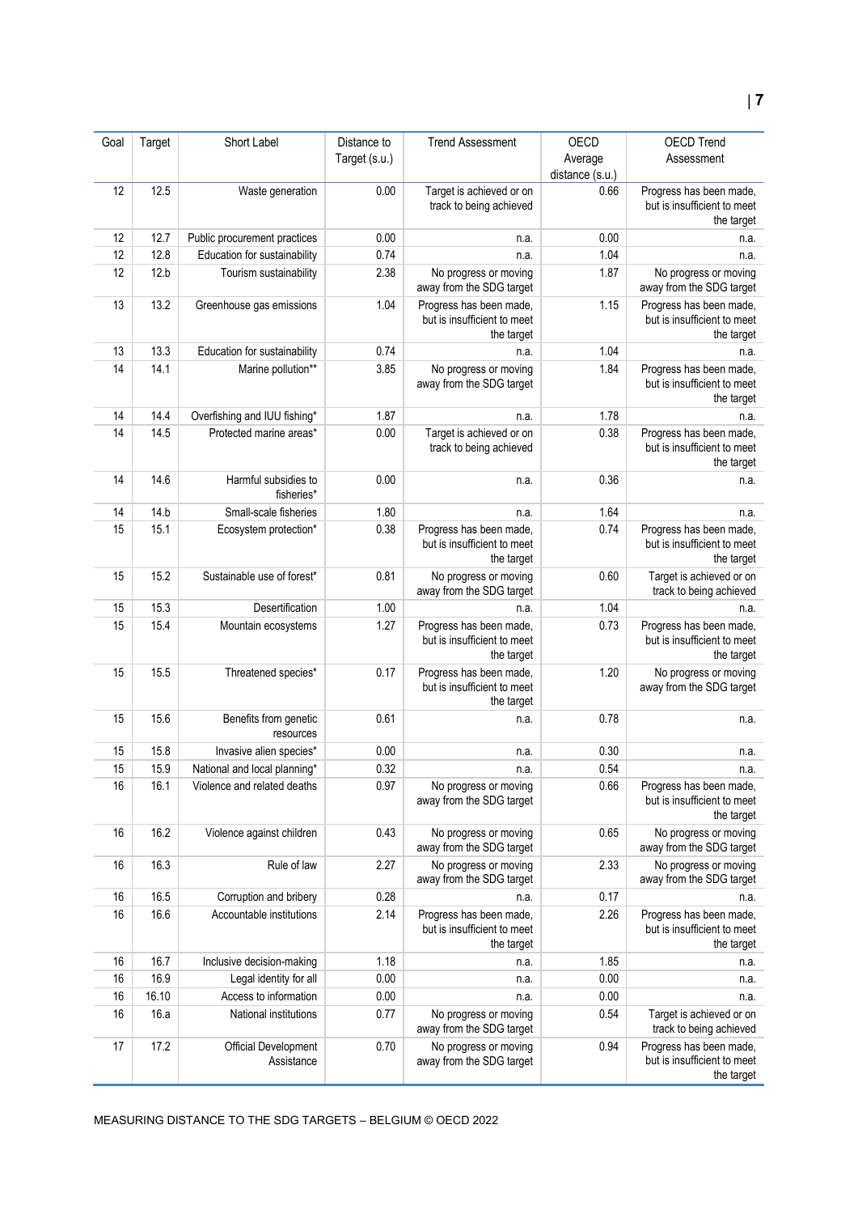| Goal | Target | Short Label | Distance to Target (s.u.) | Trend Assessment | OECD Average distance (s.u.) | OECD Trend Assessment |
|---|---|---|---|---|---|---|
| 12 | 12.5 | Waste generation | 0.00 | Target is achieved or on track to being achieved | 0.66 | Progress has been made, but is insufficient to meet the target |
| 12 | 12.7 | Public procurement practices | 0.00 | n.a. | 0.00 | n.a. |
| 12 | 12.8 | Education for sustainability | 0.74 | n.a. | 1.04 | n.a. |
| 12 | 12.b | Tourism sustainability | 2.38 | No progress or moving away from the SDG target | 1.87 | No progress or moving away from the SDG target |
| 13 | 13.2 | Greenhouse gas emissions | 1.04 | Progress has been made, but is insufficient to meet the target | 1.15 | Progress has been made, but is insufficient to meet the target |
| 13 | 13.3 | Education for sustainability | 0.74 | n.a. | 1.04 | n.a. |
| 14 | 14.1 | Marine pollution** | 3.85 | No progress or moving away from the SDG target | 1.84 | Progress has been made, but is insufficient to meet the target |
| 14 | 14.4 | Overfishing and IUU fishing* | 1.87 | n.a. | 1.78 | n.a. |
| 14 | 14.5 | Protected marine areas* | 0.00 | Target is achieved or on track to being achieved | 0.38 | Progress has been made, but is insufficient to meet the target |
| 14 | 14.6 | Harmful subsidies to fisheries* | 0.00 | n.a. | 0.36 | n.a. |
| 14 | 14.b | Small-scale fisheries | 1.80 | n.a. | 1.64 | n.a. |
| 15 | 15.1 | Ecosystem protection* | 0.38 | Progress has been made, but is insufficient to meet the target | 0.74 | Progress has been made, but is insufficient to meet the target |
| 15 | 15.2 | Sustainable use of forest* | 0.81 | No progress or moving away from the SDG target | 0.60 | Target is achieved or on track to being achieved |
| 15 | 15.3 | Desertification | 1.00 | n.a. | 1.04 | n.a. |
| 15 | 15.4 | Mountain ecosystems | 1.27 | Progress has been made, but is insufficient to meet the target | 0.73 | Progress has been made, but is insufficient to meet the target |
| 15 | 15.5 | Threatened species* | 0.17 | Progress has been made, but is insufficient to meet the target | 1.20 | No progress or moving away from the SDG target |
| 15 | 15.6 | Benefits from genetic resources | 0.61 | n.a. | 0.78 | n.a. |
| 15 | 15.8 | Invasive alien species* | 0.00 | n.a. | 0.30 | n.a. |
| 15 | 15.9 | National and local planning* | 0.32 | n.a. | 0.54 | n.a. |
| 16 | 16.1 | Violence and related deaths | 0.97 | No progress or moving away from the SDG target | 0.66 | Progress has been made, but is insufficient to meet the target |
| 16 | 16.2 | Violence against children | 0.43 | No progress or moving away from the SDG target | 0.65 | No progress or moving away from the SDG target |
| 16 | 16.3 | Rule of law | 2.27 | No progress or moving away from the SDG target | 2.33 | No progress or moving away from the SDG target |
| 16 | 16.5 | Corruption and bribery | 0.28 | n.a. | 0.17 | n.a. |
| 16 | 16.6 | Accountable institutions | 2.14 | Progress has been made, but is insufficient to meet the target | 2.26 | Progress has been made, but is insufficient to meet the target |
| 16 | 16.7 | Inclusive decision-making | 1.18 | n.a. | 1.85 | n.a. |
| 16 | 16.9 | Legal identity for all | 0.00 | n.a. | 0.00 | n.a. |
| 16 | 16.10 | Access to information | 0.00 | n.a. | 0.00 | n.a. |
| 16 | 16.a | National institutions | 0.77 | No progress or moving away from the SDG target | 0.54 | Target is achieved or on track to being achieved |
| 17 | 17.2 | Official Development Assistance | 0.70 | No progress or moving away from the SDG target | 0.94 | Progress has been made, but is insufficient to meet the target |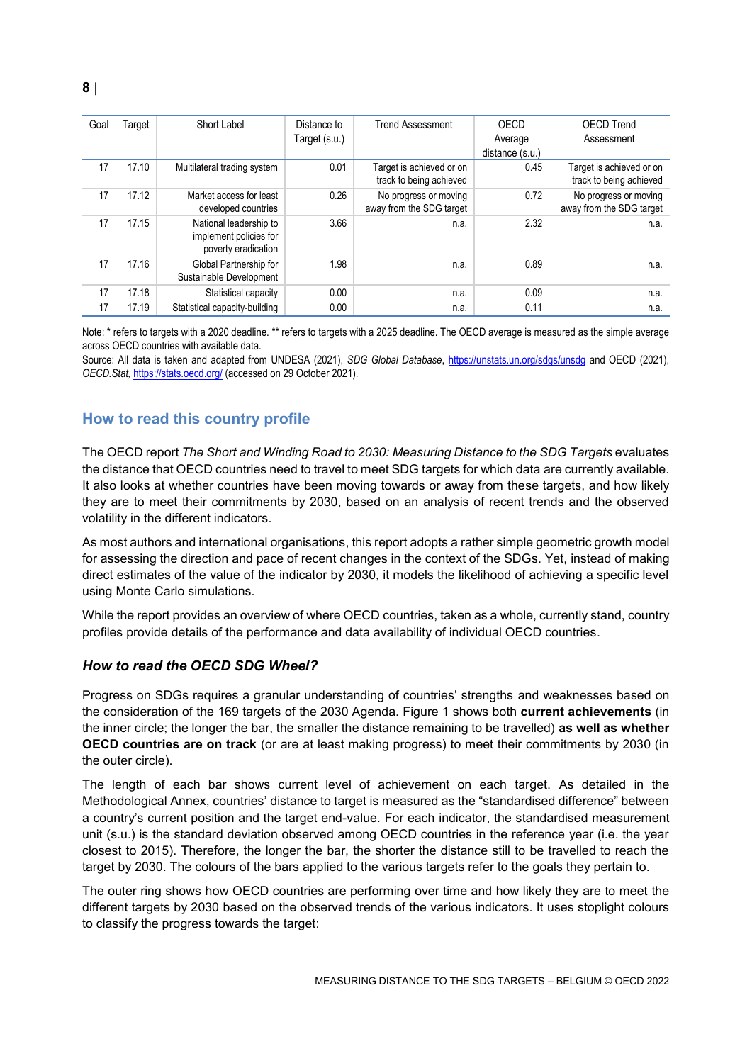| Goal | Target | Short Label | Distance to Target (s.u.) | Trend Assessment | OECD Average distance (s.u.) | OECD Trend Assessment |
|---|---|---|---|---|---|---|
| 17 | 17.10 | Multilateral trading system | 0.01 | Target is achieved or on track to being achieved | 0.45 | Target is achieved or on track to being achieved |
| 17 | 17.12 | Market access for least developed countries | 0.26 | No progress or moving away from the SDG target | 0.72 | No progress or moving away from the SDG target |
| 17 | 17.15 | National leadership to implement policies for poverty eradication | 3.66 | n.a. | 2.32 | n.a. |
| 17 | 17.16 | Global Partnership for Sustainable Development | 1.98 | n.a. | 0.89 | n.a. |
| 17 | 17.18 | Statistical capacity | 0.00 | n.a. | 0.09 | n.a. |
| 17 | 17.19 | Statistical capacity-building | 0.00 | n.a. | 0.11 | n.a. |

Note: * refers to targets with a 2020 deadline. ** refers to targets with a 2025 deadline. The OECD average is measured as the simple average across OECD countries with available data.

Source: All data is taken and adapted from UNDESA (2021), *SDG Global Database*, https://unstats.un.org/sdgs/unsdg and OECD (2021), *OECD.Stat,* https://stats.oecd.org/ (accessed on 29 October 2021).

## How to read this country profile

The OECD report *The Short and Winding Road to 2030: Measuring Distance to the SDG Targets* evaluates the distance that OECD countries need to travel to meet SDG targets for which data are currently available. It also looks at whether countries have been moving towards or away from these targets, and how likely they are to meet their commitments by 2030, based on an analysis of recent trends and the observed volatility in the different indicators.

As most authors and international organisations, this report adopts a rather simple geometric growth model for assessing the direction and pace of recent changes in the context of the SDGs. Yet, instead of making direct estimates of the value of the indicator by 2030, it models the likelihood of achieving a specific level using Monte Carlo simulations.

While the report provides an overview of where OECD countries, taken as a whole, currently stand, country profiles provide details of the performance and data availability of individual OECD countries.

### *How to read the OECD SDG Wheel?*

Progress on SDGs requires a granular understanding of countries' strengths and weaknesses based on the consideration of the 169 targets of the 2030 Agenda. Figure 1 shows both **current achievements** (in the inner circle; the longer the bar, the smaller the distance remaining to be travelled) **as well as whether OECD countries are on track** (or are at least making progress) to meet their commitments by 2030 (in the outer circle).

The length of each bar shows current level of achievement on each target. As detailed in the Methodological Annex, countries' distance to target is measured as the "standardised difference" between a country's current position and the target end-value. For each indicator, the standardised measurement unit (s.u.) is the standard deviation observed among OECD countries in the reference year (i.e. the year closest to 2015). Therefore, the longer the bar, the shorter the distance still to be travelled to reach the target by 2030. The colours of the bars applied to the various targets refer to the goals they pertain to.

The outer ring shows how OECD countries are performing over time and how likely they are to meet the different targets by 2030 based on the observed trends of the various indicators. It uses stoplight colours to classify the progress towards the target: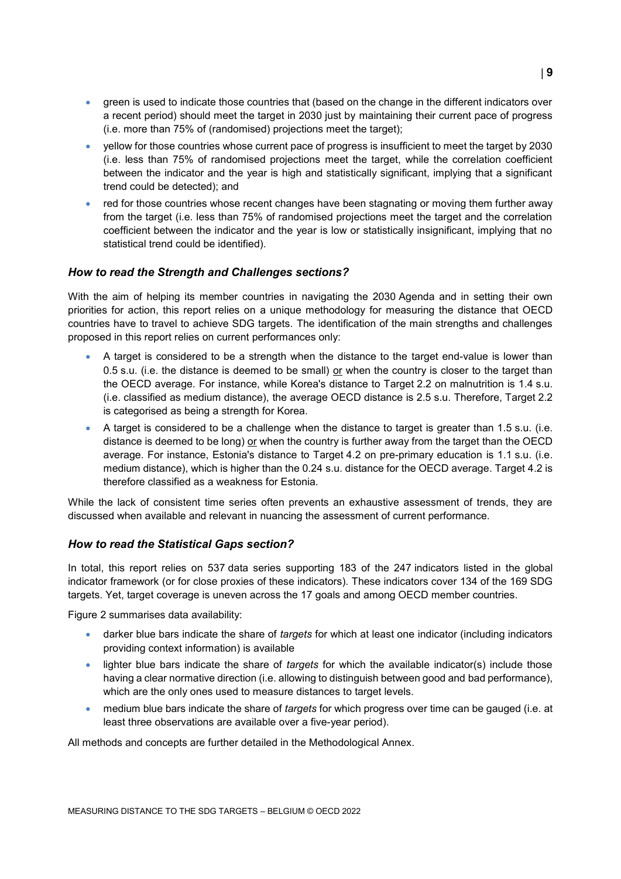- green is used to indicate those countries that (based on the change in the different indicators over a recent period) should meet the target in 2030 just by maintaining their current pace of progress (i.e. more than 75% of (randomised) projections meet the target);
- yellow for those countries whose current pace of progress is insufficient to meet the target by 2030 (i.e. less than 75% of randomised projections meet the target, while the correlation coefficient between the indicator and the year is high and statistically significant, implying that a significant trend could be detected); and
- red for those countries whose recent changes have been stagnating or moving them further away from the target (i.e. less than 75% of randomised projections meet the target and the correlation coefficient between the indicator and the year is low or statistically insignificant, implying that no statistical trend could be identified).

### *How to read the Strength and Challenges sections?*

With the aim of helping its member countries in navigating the 2030 Agenda and in setting their own priorities for action, this report relies on a unique methodology for measuring the distance that OECD countries have to travel to achieve SDG targets. The identification of the main strengths and challenges proposed in this report relies on current performances only:

- A target is considered to be a strength when the distance to the target end-value is lower than 0.5 s.u. (i.e. the distance is deemed to be small) <u>or</u> when the country is closer to the target than the OECD average. For instance, while Korea's distance to Target 2.2 on malnutrition is 1.4 s.u. (i.e. classified as medium distance), the average OECD distance is 2.5 s.u. Therefore, Target 2.2 is categorised as being a strength for Korea.
- A target is considered to be a challenge when the distance to target is greater than 1.5 s.u. (i.e. distance is deemed to be long) <u>or</u> when the country is further away from the target than the OECD average. For instance, Estonia's distance to Target 4.2 on pre-primary education is 1.1 s.u. (i.e. medium distance), which is higher than the 0.24 s.u. distance for the OECD average. Target 4.2 is therefore classified as a weakness for Estonia.

While the lack of consistent time series often prevents an exhaustive assessment of trends, they are discussed when available and relevant in nuancing the assessment of current performance.

### *How to read the Statistical Gaps section?*

In total, this report relies on 537 data series supporting 183 of the 247 indicators listed in the global indicator framework (or for close proxies of these indicators). These indicators cover 134 of the 169 SDG targets. Yet, target coverage is uneven across the 17 goals and among OECD member countries.

Figure 2 summarises data availability:

- darker blue bars indicate the share of *targets* for which at least one indicator (including indicators providing context information) is available
- lighter blue bars indicate the share of *targets* for which the available indicator(s) include those having a clear normative direction (i.e. allowing to distinguish between good and bad performance), which are the only ones used to measure distances to target levels.
- medium blue bars indicate the share of *targets* for which progress over time can be gauged (i.e. at least three observations are available over a five-year period).

All methods and concepts are further detailed in the Methodological Annex.